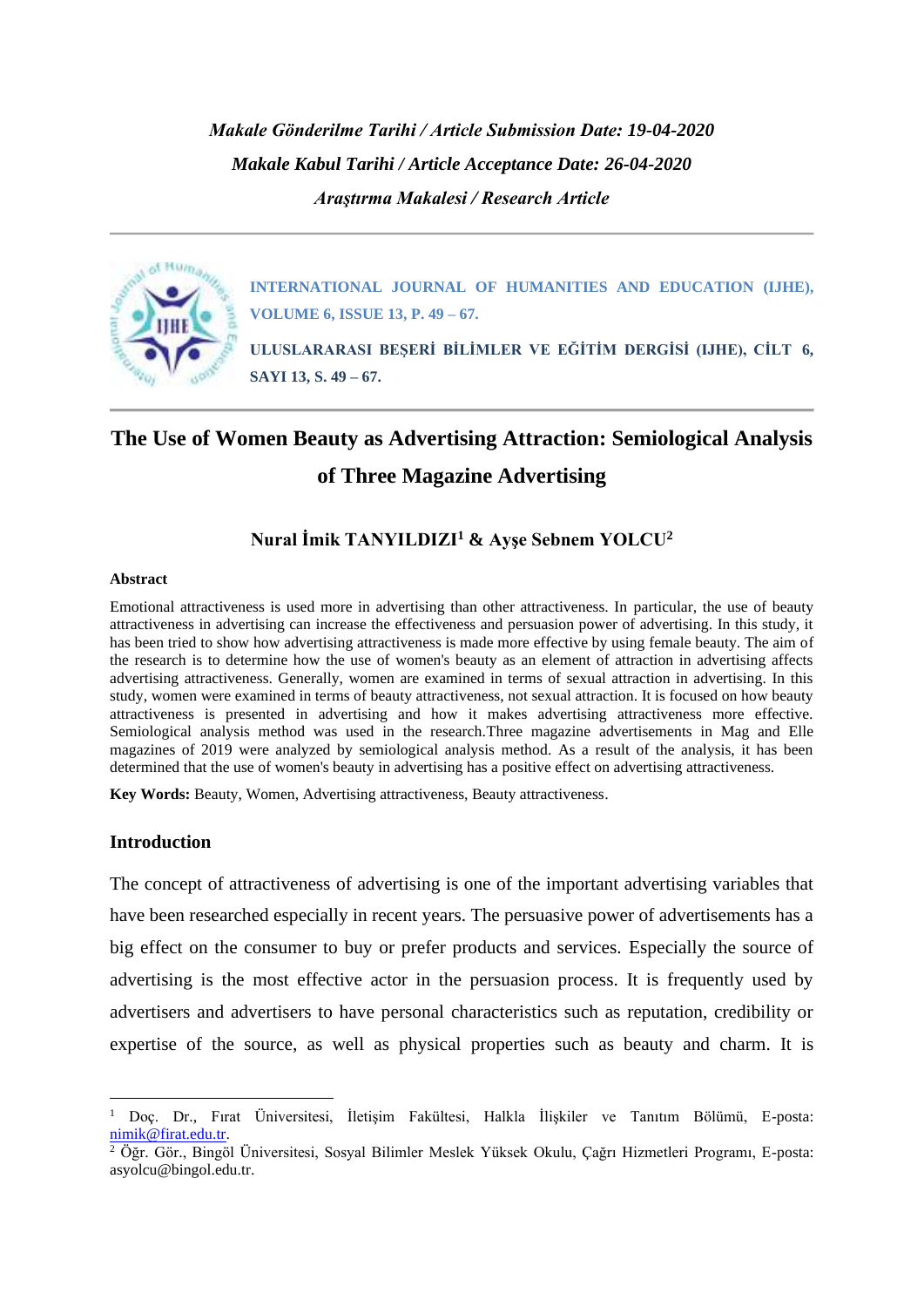*Makale Gönderilme Tarihi / Article Submission Date: 19-04-2020*

*Makale Kabul Tarihi / Article Acceptance Date: 26-04-2020*

*Araştırma Makalesi / Research Article*

**INTERNATIONAL JOURNAL OF HUMANITIES AND EDUCATION (IJHE), VOLUME 6, ISSUE 13, P. 49 – 67.**

**ULUSLARARASI BEŞERİ BİLİMLER VE EĞİTİM DERGİSİ (IJHE), CİLT 6, SAYI 13, S. 49 – 67.**

# The Use of Women Beauty as Advertising Attraction: Semiological Analysis of Three Magazine Advertising

**Nural İmik TANYILDIZI[1] & Ayşe Sebnem YOLCU[2]**

**Abstract**

Emotional attractiveness is used more in advertising than other attractiveness. In particular, the use of beauty attractiveness in advertising can increase the effectiveness and persuasion power of advertising. In this study, it has been tried to show how advertising attractiveness is made more effective by using female beauty. The aim of the research is to determine how the use of women's beauty as an element of attraction in advertising affects advertising attractiveness. Generally, women are examined in terms of sexual attraction in advertising. In this study, women were examined in terms of beauty attractiveness, not sexual attraction. It is focused on how beauty attractiveness is presented in advertising and how it makes advertising attractiveness more effective. Semiological analysis method was used in the research.Three magazine advertisements in Mag and Elle magazines of 2019 were analyzed by semiological analysis method. As a result of the analysis, it has been determined that the use of women's beauty in advertising has a positive effect on advertising attractiveness.

**Key Words:** Beauty, Women, Advertising attractiveness, Beauty attractiveness.

## Introduction

The concept of attractiveness of advertising is one of the important advertising variables that have been researched especially in recent years. The persuasive power of advertisements has a big effect on the consumer to buy or prefer products and services. Especially the source of advertising is the most effective actor in the persuasion process. It is frequently used by advertisers and advertisers to have personal characteristics such as reputation, credibility or expertise of the source, as well as physical properties such as beauty and charm. It is

---

[1] Doç. Dr., Fırat Üniversitesi, İletişim Fakültesi, Halkla İlişkiler ve Tanıtım Bölümü, E-posta: nimik@firat.edu.tr.

[2] Öğr. Gör., Bingöl Üniversitesi, Sosyal Bilimler Meslek Yüksek Okulu, Çağrı Hizmetleri Programı, E-posta: asyolcu@bingol.edu.tr.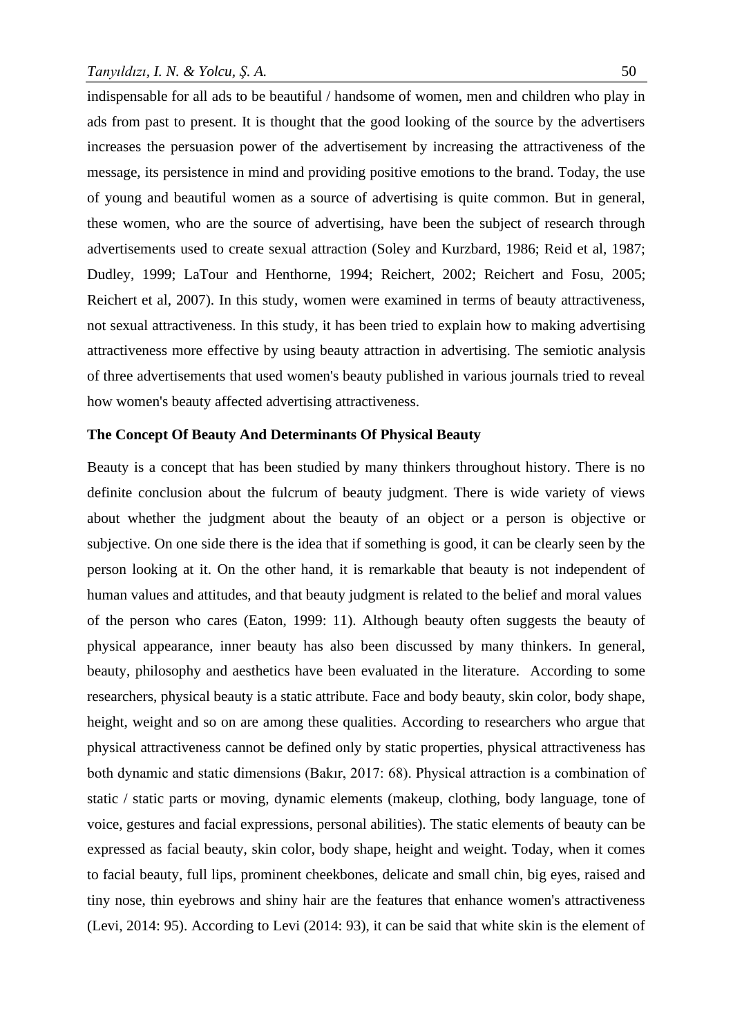indispensable for all ads to be beautiful / handsome of women, men and children who play in ads from past to present. It is thought that the good looking of the source by the advertisers increases the persuasion power of the advertisement by increasing the attractiveness of the message, its persistence in mind and providing positive emotions to the brand. Today, the use of young and beautiful women as a source of advertising is quite common. But in general, these women, who are the source of advertising, have been the subject of research through advertisements used to create sexual attraction (Soley and Kurzbard, 1986; Reid et al, 1987; Dudley, 1999; LaTour and Henthorne, 1994; Reichert, 2002; Reichert and Fosu, 2005; Reichert et al, 2007). In this study, women were examined in terms of beauty attractiveness, not sexual attractiveness. In this study, it has been tried to explain how to making advertising attractiveness more effective by using beauty attraction in advertising. The semiotic analysis of three advertisements that used women's beauty published in various journals tried to reveal how women's beauty affected advertising attractiveness.

## The Concept Of Beauty And Determinants Of Physical Beauty

Beauty is a concept that has been studied by many thinkers throughout history. There is no definite conclusion about the fulcrum of beauty judgment. There is wide variety of views about whether the judgment about the beauty of an object or a person is objective or subjective. On one side there is the idea that if something is good, it can be clearly seen by the person looking at it. On the other hand, it is remarkable that beauty is not independent of human values and attitudes, and that beauty judgment is related to the belief and moral values of the person who cares (Eaton, 1999: 11). Although beauty often suggests the beauty of physical appearance, inner beauty has also been discussed by many thinkers. In general, beauty, philosophy and aesthetics have been evaluated in the literature. According to some researchers, physical beauty is a static attribute. Face and body beauty, skin color, body shape, height, weight and so on are among these qualities. According to researchers who argue that physical attractiveness cannot be defined only by static properties, physical attractiveness has both dynamic and static dimensions (Bakır, 2017: 68). Physical attraction is a combination of static / static parts or moving, dynamic elements (makeup, clothing, body language, tone of voice, gestures and facial expressions, personal abilities). The static elements of beauty can be expressed as facial beauty, skin color, body shape, height and weight. Today, when it comes to facial beauty, full lips, prominent cheekbones, delicate and small chin, big eyes, raised and tiny nose, thin eyebrows and shiny hair are the features that enhance women's attractiveness (Levi, 2014: 95). According to Levi (2014: 93), it can be said that white skin is the element of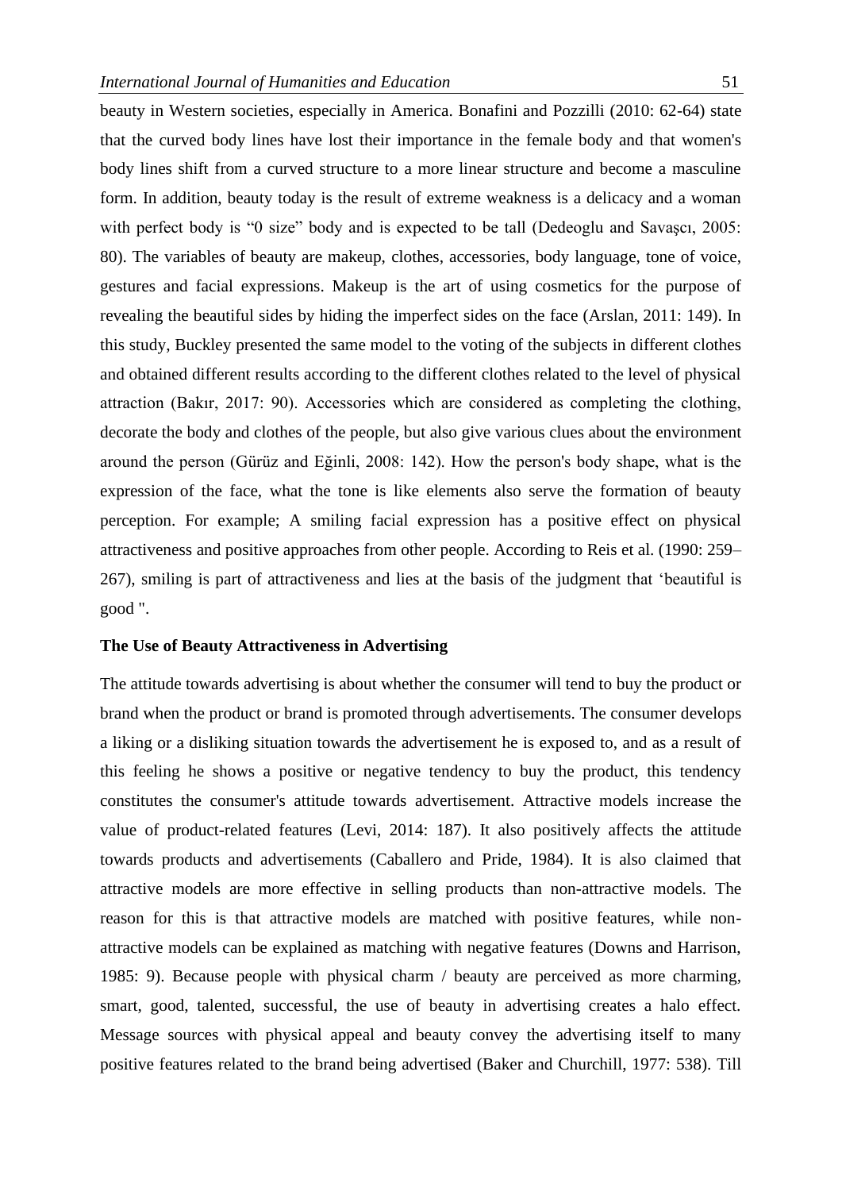beauty in Western societies, especially in America. Bonafini and Pozzilli (2010: 62-64) state that the curved body lines have lost their importance in the female body and that women's body lines shift from a curved structure to a more linear structure and become a masculine form. In addition, beauty today is the result of extreme weakness is a delicacy and a woman with perfect body is "0 size" body and is expected to be tall (Dedeoglu and Savaşcı, 2005: 80). The variables of beauty are makeup, clothes, accessories, body language, tone of voice, gestures and facial expressions. Makeup is the art of using cosmetics for the purpose of revealing the beautiful sides by hiding the imperfect sides on the face (Arslan, 2011: 149). In this study, Buckley presented the same model to the voting of the subjects in different clothes and obtained different results according to the different clothes related to the level of physical attraction (Bakır, 2017: 90). Accessories which are considered as completing the clothing, decorate the body and clothes of the people, but also give various clues about the environment around the person (Gürüz and Eğinli, 2008: 142). How the person's body shape, what is the expression of the face, what the tone is like elements also serve the formation of beauty perception. For example; A smiling facial expression has a positive effect on physical attractiveness and positive approaches from other people. According to Reis et al. (1990: 259–267), smiling is part of attractiveness and lies at the basis of the judgment that 'beautiful is good ".

**The Use of Beauty Attractiveness in Advertising**

The attitude towards advertising is about whether the consumer will tend to buy the product or brand when the product or brand is promoted through advertisements. The consumer develops a liking or a disliking situation towards the advertisement he is exposed to, and as a result of this feeling he shows a positive or negative tendency to buy the product, this tendency constitutes the consumer's attitude towards advertisement. Attractive models increase the value of product-related features (Levi, 2014: 187). It also positively affects the attitude towards products and advertisements (Caballero and Pride, 1984). It is also claimed that attractive models are more effective in selling products than non-attractive models. The reason for this is that attractive models are matched with positive features, while non-attractive models can be explained as matching with negative features (Downs and Harrison, 1985: 9). Because people with physical charm / beauty are perceived as more charming, smart, good, talented, successful, the use of beauty in advertising creates a halo effect. Message sources with physical appeal and beauty convey the advertising itself to many positive features related to the brand being advertised (Baker and Churchill, 1977: 538). Till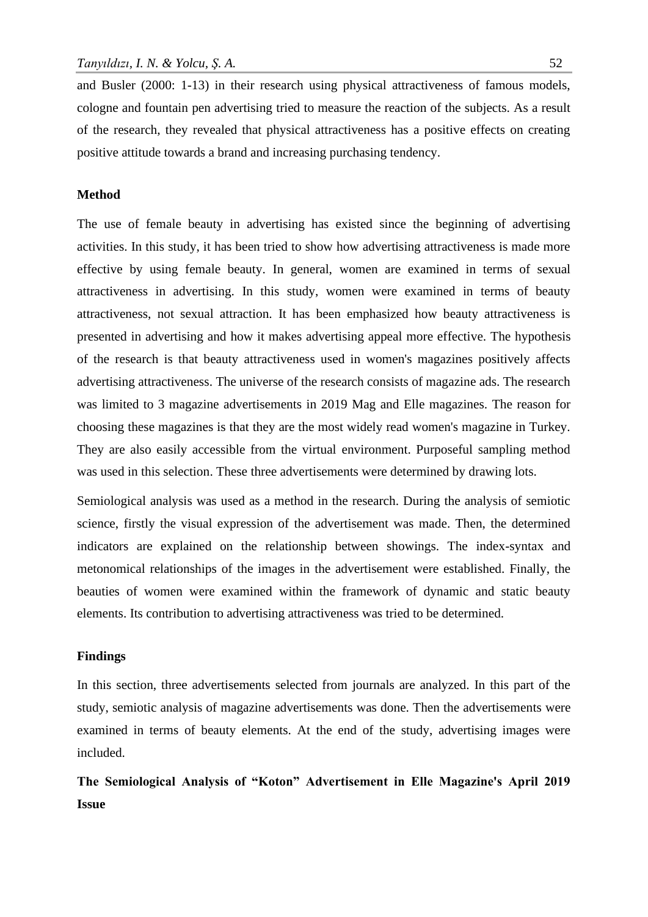and Busler (2000: 1-13) in their research using physical attractiveness of famous models, cologne and fountain pen advertising tried to measure the reaction of the subjects. As a result of the research, they revealed that physical attractiveness has a positive effects on creating positive attitude towards a brand and increasing purchasing tendency.

## Method

The use of female beauty in advertising has existed since the beginning of advertising activities. In this study, it has been tried to show how advertising attractiveness is made more effective by using female beauty. In general, women are examined in terms of sexual attractiveness in advertising. In this study, women were examined in terms of beauty attractiveness, not sexual attraction. It has been emphasized how beauty attractiveness is presented in advertising and how it makes advertising appeal more effective. The hypothesis of the research is that beauty attractiveness used in women's magazines positively affects advertising attractiveness. The universe of the research consists of magazine ads. The research was limited to 3 magazine advertisements in 2019 Mag and Elle magazines. The reason for choosing these magazines is that they are the most widely read women's magazine in Turkey. They are also easily accessible from the virtual environment. Purposeful sampling method was used in this selection. These three advertisements were determined by drawing lots.

Semiological analysis was used as a method in the research. During the analysis of semiotic science, firstly the visual expression of the advertisement was made. Then, the determined indicators are explained on the relationship between showings. The index-syntax and metonomical relationships of the images in the advertisement were established. Finally, the beauties of women were examined within the framework of dynamic and static beauty elements. Its contribution to advertising attractiveness was tried to be determined.

## Findings

In this section, three advertisements selected from journals are analyzed. In this part of the study, semiotic analysis of magazine advertisements was done. Then the advertisements were examined in terms of beauty elements. At the end of the study, advertising images were included.

### The Semiological Analysis of "Koton" Advertisement in Elle Magazine's April 2019 Issue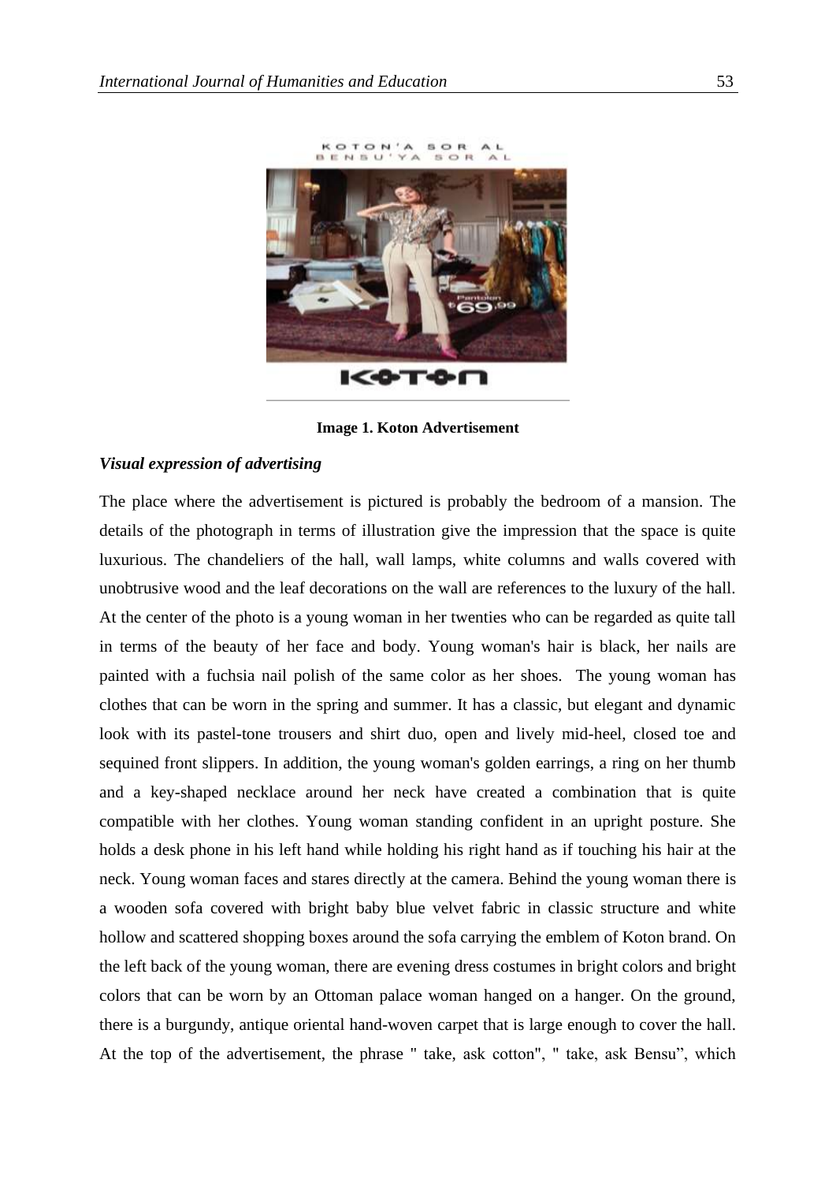**Image 1. Koton Advertisement**

### *Visual expression of advertising*

The place where the advertisement is pictured is probably the bedroom of a mansion. The details of the photograph in terms of illustration give the impression that the space is quite luxurious. The chandeliers of the hall, wall lamps, white columns and walls covered with unobtrusive wood and the leaf decorations on the wall are references to the luxury of the hall. At the center of the photo is a young woman in her twenties who can be regarded as quite tall in terms of the beauty of her face and body. Young woman's hair is black, her nails are painted with a fuchsia nail polish of the same color as her shoes. The young woman has clothes that can be worn in the spring and summer. It has a classic, but elegant and dynamic look with its pastel-tone trousers and shirt duo, open and lively mid-heel, closed toe and sequined front slippers. In addition, the young woman's golden earrings, a ring on her thumb and a key-shaped necklace around her neck have created a combination that is quite compatible with her clothes. Young woman standing confident in an upright posture. She holds a desk phone in his left hand while holding his right hand as if touching his hair at the neck. Young woman faces and stares directly at the camera. Behind the young woman there is a wooden sofa covered with bright baby blue velvet fabric in classic structure and white hollow and scattered shopping boxes around the sofa carrying the emblem of Koton brand. On the left back of the young woman, there are evening dress costumes in bright colors and bright colors that can be worn by an Ottoman palace woman hanged on a hanger. On the ground, there is a burgundy, antique oriental hand-woven carpet that is large enough to cover the hall. At the top of the advertisement, the phrase " take, ask cotton", " take, ask Bensu", which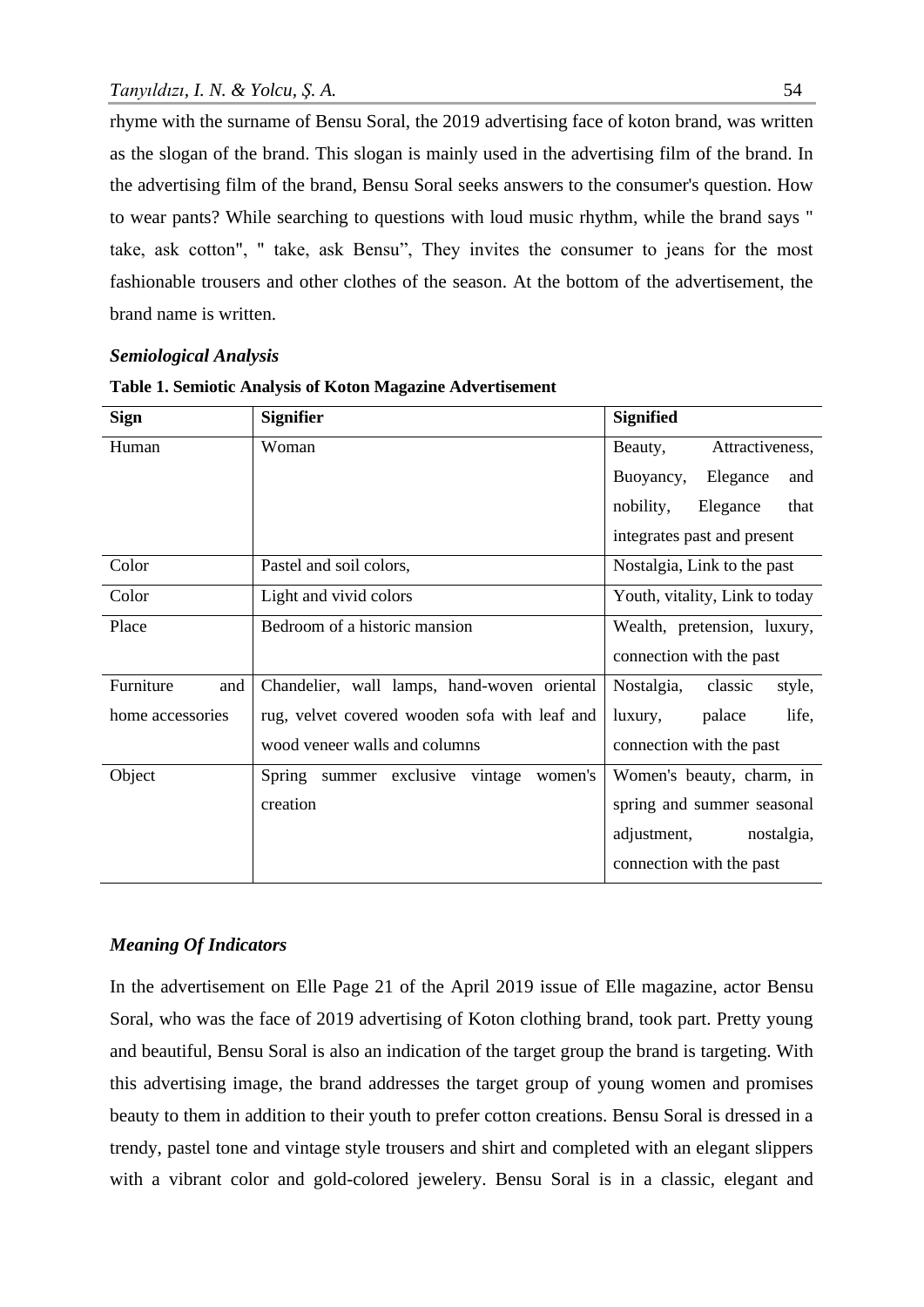rhyme with the surname of Bensu Soral, the 2019 advertising face of koton brand, was written as the slogan of the brand. This slogan is mainly used in the advertising film of the brand. In the advertising film of the brand, Bensu Soral seeks answers to the consumer's question. How to wear pants? While searching to questions with loud music rhythm, while the brand says " take, ask cotton", " take, ask Bensu", They invites the consumer to jeans for the most fashionable trousers and other clothes of the season. At the bottom of the advertisement, the brand name is written.

***Semiological Analysis***

**Table 1. Semiotic Analysis of Koton Magazine Advertisement**

| Sign | Signifier | Signified |
|---|---|---|
| Human | Woman | Beauty, Attractiveness, Buoyancy, Elegance and nobility, Elegance that integrates past and present |
| Color | Pastel and soil colors, | Nostalgia, Link to the past |
| Color | Light and vivid colors | Youth, vitality, Link to today |
| Place | Bedroom of a historic mansion | Wealth, pretension, luxury, connection with the past |
| Furniture and home accessories | Chandelier, wall lamps, hand-woven oriental rug, velvet covered wooden sofa with leaf and wood veneer walls and columns | Nostalgia, classic style, luxury, palace life, connection with the past |
| Object | Spring summer exclusive vintage women's creation | Women's beauty, charm, in spring and summer seasonal adjustment, nostalgia, connection with the past |

***Meaning Of Indicators***

In the advertisement on Elle Page 21 of the April 2019 issue of Elle magazine, actor Bensu Soral, who was the face of 2019 advertising of Koton clothing brand, took part. Pretty young and beautiful, Bensu Soral is also an indication of the target group the brand is targeting. With this advertising image, the brand addresses the target group of young women and promises beauty to them in addition to their youth to prefer cotton creations. Bensu Soral is dressed in a trendy, pastel tone and vintage style trousers and shirt and completed with an elegant slippers with a vibrant color and gold-colored jewelery. Bensu Soral is in a classic, elegant and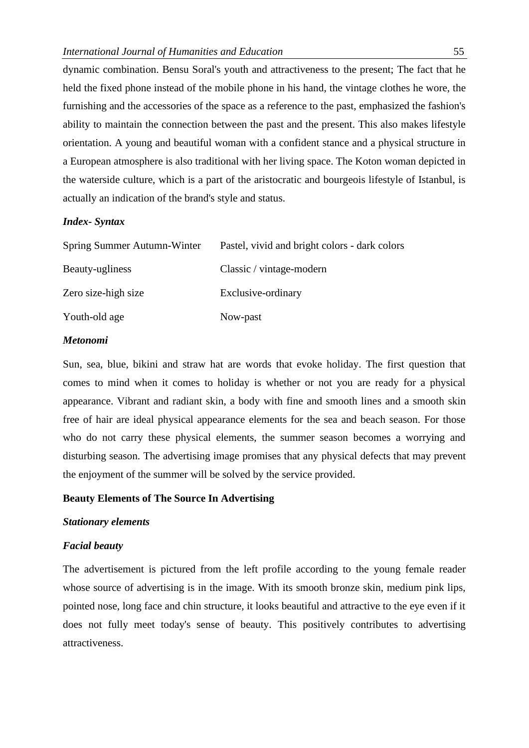dynamic combination. Bensu Soral's youth and attractiveness to the present; The fact that he held the fixed phone instead of the mobile phone in his hand, the vintage clothes he wore, the furnishing and the accessories of the space as a reference to the past, emphasized the fashion's ability to maintain the connection between the past and the present. This also makes lifestyle orientation. A young and beautiful woman with a confident stance and a physical structure in a European atmosphere is also traditional with her living space. The Koton woman depicted in the waterside culture, which is a part of the aristocratic and bourgeois lifestyle of Istanbul, is actually an indication of the brand's style and status.

***Index- Syntax***

| | |
|---|---|
| Spring Summer Autumn-Winter | Pastel, vivid and bright colors - dark colors |
| Beauty-ugliness | Classic / vintage-modern |
| Zero size-high size | Exclusive-ordinary |
| Youth-old age | Now-past |

***Metonomi***

Sun, sea, blue, bikini and straw hat are words that evoke holiday. The first question that comes to mind when it comes to holiday is whether or not you are ready for a physical appearance. Vibrant and radiant skin, a body with fine and smooth lines and a smooth skin free of hair are ideal physical appearance elements for the sea and beach season. For those who do not carry these physical elements, the summer season becomes a worrying and disturbing season. The advertising image promises that any physical defects that may prevent the enjoyment of the summer will be solved by the service provided.

**Beauty Elements of The Source In Advertising**

***Stationary elements***

***Facial beauty***

The advertisement is pictured from the left profile according to the young female reader whose source of advertising is in the image. With its smooth bronze skin, medium pink lips, pointed nose, long face and chin structure, it looks beautiful and attractive to the eye even if it does not fully meet today's sense of beauty. This positively contributes to advertising attractiveness.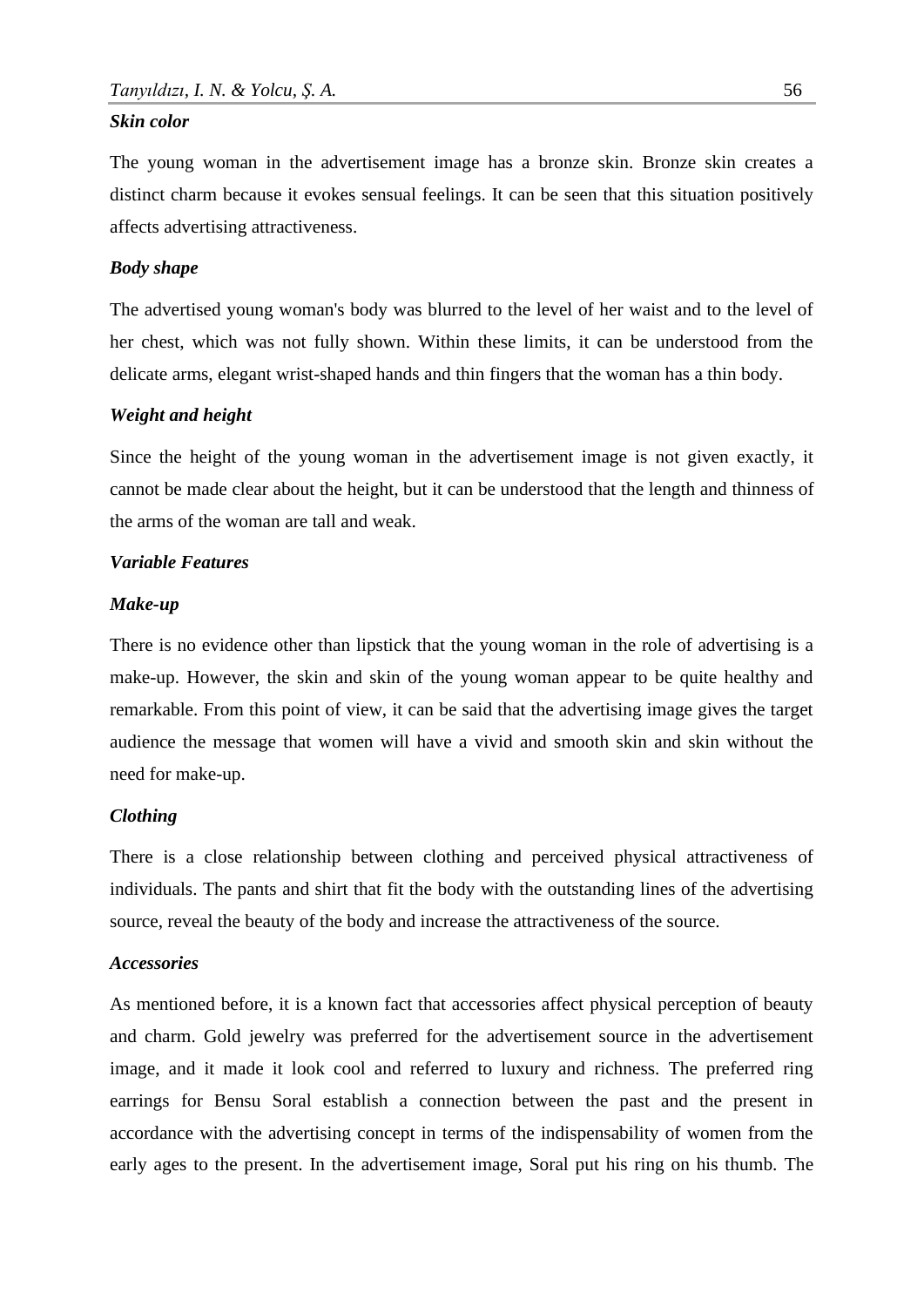***Skin color***

The young woman in the advertisement image has a bronze skin. Bronze skin creates a distinct charm because it evokes sensual feelings. It can be seen that this situation positively affects advertising attractiveness.

***Body shape***

The advertised young woman's body was blurred to the level of her waist and to the level of her chest, which was not fully shown. Within these limits, it can be understood from the delicate arms, elegant wrist-shaped hands and thin fingers that the woman has a thin body.

***Weight and height***

Since the height of the young woman in the advertisement image is not given exactly, it cannot be made clear about the height, but it can be understood that the length and thinness of the arms of the woman are tall and weak.

***Variable Features***

***Make-up***

There is no evidence other than lipstick that the young woman in the role of advertising is a make-up. However, the skin and skin of the young woman appear to be quite healthy and remarkable. From this point of view, it can be said that the advertising image gives the target audience the message that women will have a vivid and smooth skin and skin without the need for make-up.

***Clothing***

There is a close relationship between clothing and perceived physical attractiveness of individuals. The pants and shirt that fit the body with the outstanding lines of the advertising source, reveal the beauty of the body and increase the attractiveness of the source.

***Accessories***

As mentioned before, it is a known fact that accessories affect physical perception of beauty and charm. Gold jewelry was preferred for the advertisement source in the advertisement image, and it made it look cool and referred to luxury and richness. The preferred ring earrings for Bensu Soral establish a connection between the past and the present in accordance with the advertising concept in terms of the indispensability of women from the early ages to the present. In the advertisement image, Soral put his ring on his thumb. The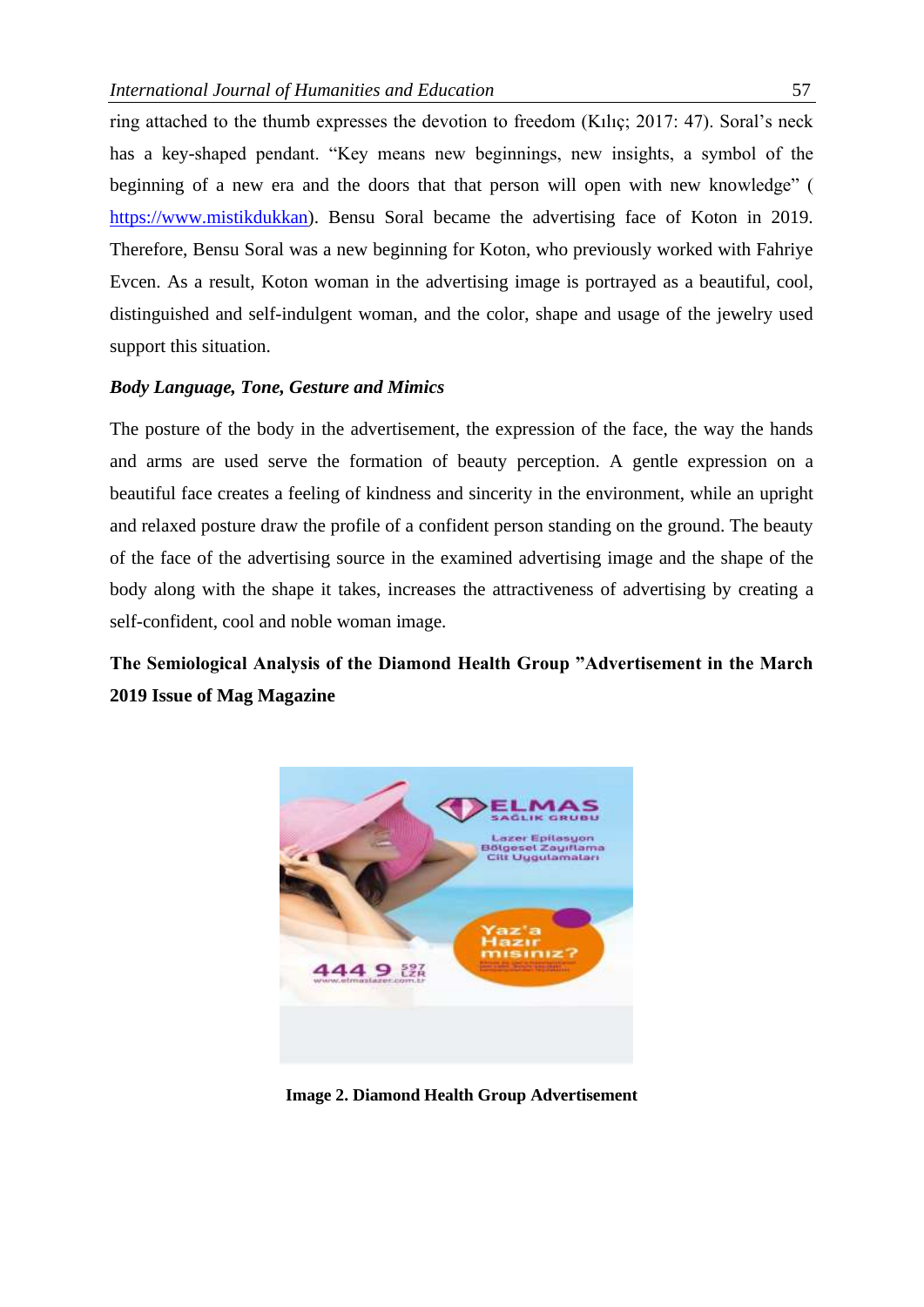ring attached to the thumb expresses the devotion to freedom (Kılıç; 2017: 47). Soral's neck has a key-shaped pendant. "Key means new beginnings, new insights, a symbol of the beginning of a new era and the doors that that person will open with new knowledge" ( https://www.mistikdukkan). Bensu Soral became the advertising face of Koton in 2019. Therefore, Bensu Soral was a new beginning for Koton, who previously worked with Fahriye Evcen. As a result, Koton woman in the advertising image is portrayed as a beautiful, cool, distinguished and self-indulgent woman, and the color, shape and usage of the jewelry used support this situation.

***Body Language, Tone, Gesture and Mimics***

The posture of the body in the advertisement, the expression of the face, the way the hands and arms are used serve the formation of beauty perception. A gentle expression on a beautiful face creates a feeling of kindness and sincerity in the environment, while an upright and relaxed posture draw the profile of a confident person standing on the ground. The beauty of the face of the advertising source in the examined advertising image and the shape of the body along with the shape it takes, increases the attractiveness of advertising by creating a self-confident, cool and noble woman image.

**The Semiological Analysis of the Diamond Health Group "Advertisement in the March 2019 Issue of Mag Magazine**

**Image 2. Diamond Health Group Advertisement**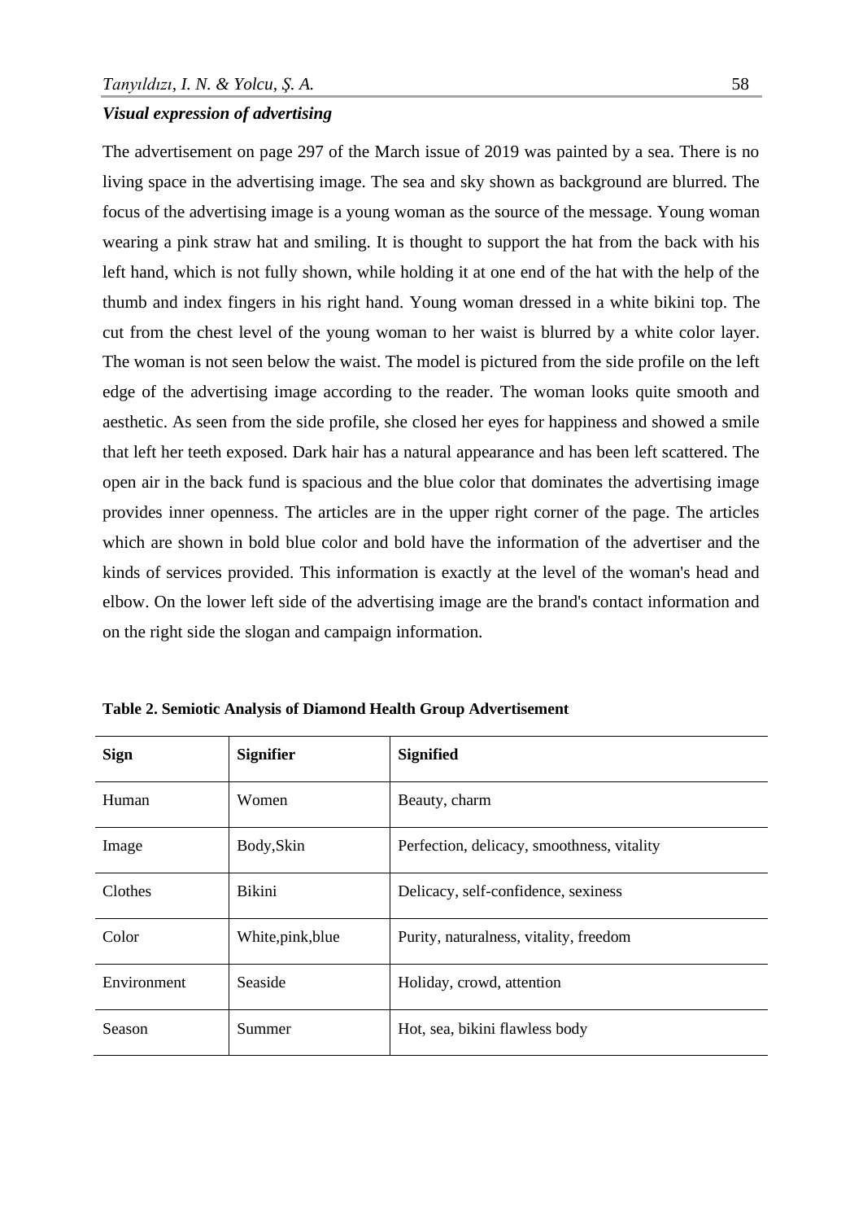### *Visual expression of advertising*

The advertisement on page 297 of the March issue of 2019 was painted by a sea. There is no living space in the advertising image. The sea and sky shown as background are blurred. The focus of the advertising image is a young woman as the source of the message. Young woman wearing a pink straw hat and smiling. It is thought to support the hat from the back with his left hand, which is not fully shown, while holding it at one end of the hat with the help of the thumb and index fingers in his right hand. Young woman dressed in a white bikini top. The cut from the chest level of the young woman to her waist is blurred by a white color layer. The woman is not seen below the waist. The model is pictured from the side profile on the left edge of the advertising image according to the reader. The woman looks quite smooth and aesthetic. As seen from the side profile, she closed her eyes for happiness and showed a smile that left her teeth exposed. Dark hair has a natural appearance and has been left scattered. The open air in the back fund is spacious and the blue color that dominates the advertising image provides inner openness. The articles are in the upper right corner of the page. The articles which are shown in bold blue color and bold have the information of the advertiser and the kinds of services provided. This information is exactly at the level of the woman's head and elbow. On the lower left side of the advertising image are the brand's contact information and on the right side the slogan and campaign information.

**Table 2. Semiotic Analysis of Diamond Health Group Advertisement**

| **Sign** | **Signifier** | **Signified** |
|---|---|---|
| Human | Women | Beauty, charm |
| Image | Body,Skin | Perfection, delicacy, smoothness, vitality |
| Clothes | Bikini | Delicacy, self-confidence, sexiness |
| Color | White,pink,blue | Purity, naturalness, vitality, freedom |
| Environment | Seaside | Holiday, crowd, attention |
| Season | Summer | Hot, sea, bikini flawless body |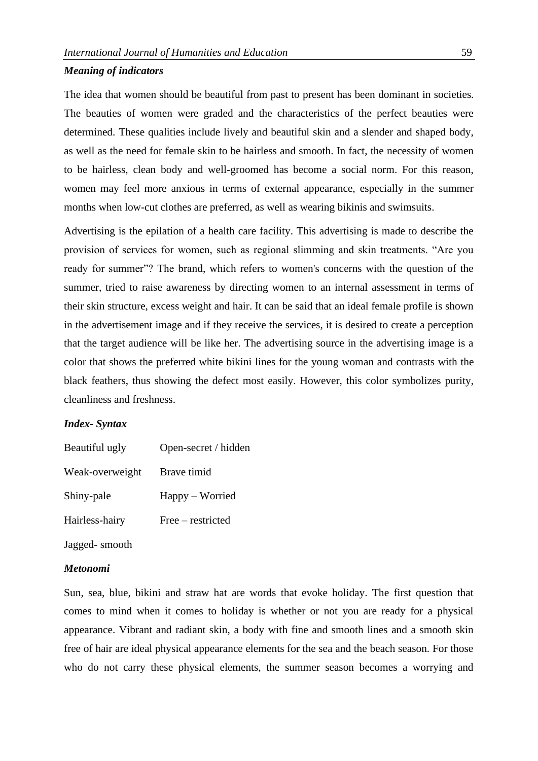***Meaning of indicators***

The idea that women should be beautiful from past to present has been dominant in societies. The beauties of women were graded and the characteristics of the perfect beauties were determined. These qualities include lively and beautiful skin and a slender and shaped body, as well as the need for female skin to be hairless and smooth. In fact, the necessity of women to be hairless, clean body and well-groomed has become a social norm. For this reason, women may feel more anxious in terms of external appearance, especially in the summer months when low-cut clothes are preferred, as well as wearing bikinis and swimsuits.

Advertising is the epilation of a health care facility. This advertising is made to describe the provision of services for women, such as regional slimming and skin treatments. "Are you ready for summer"? The brand, which refers to women's concerns with the question of the summer, tried to raise awareness by directing women to an internal assessment in terms of their skin structure, excess weight and hair. It can be said that an ideal female profile is shown in the advertisement image and if they receive the services, it is desired to create a perception that the target audience will be like her. The advertising source in the advertising image is a color that shows the preferred white bikini lines for the young woman and contrasts with the black feathers, thus showing the defect most easily. However, this color symbolizes purity, cleanliness and freshness.

***Index- Syntax***

| | |
|---|---|
| Beautiful ugly | Open-secret / hidden |
| Weak-overweight | Brave timid |
| Shiny-pale | Happy – Worried |
| Hairless-hairy | Free – restricted |
| Jagged- smooth | |

***Metonomi***

Sun, sea, blue, bikini and straw hat are words that evoke holiday. The first question that comes to mind when it comes to holiday is whether or not you are ready for a physical appearance. Vibrant and radiant skin, a body with fine and smooth lines and a smooth skin free of hair are ideal physical appearance elements for the sea and the beach season. For those who do not carry these physical elements, the summer season becomes a worrying and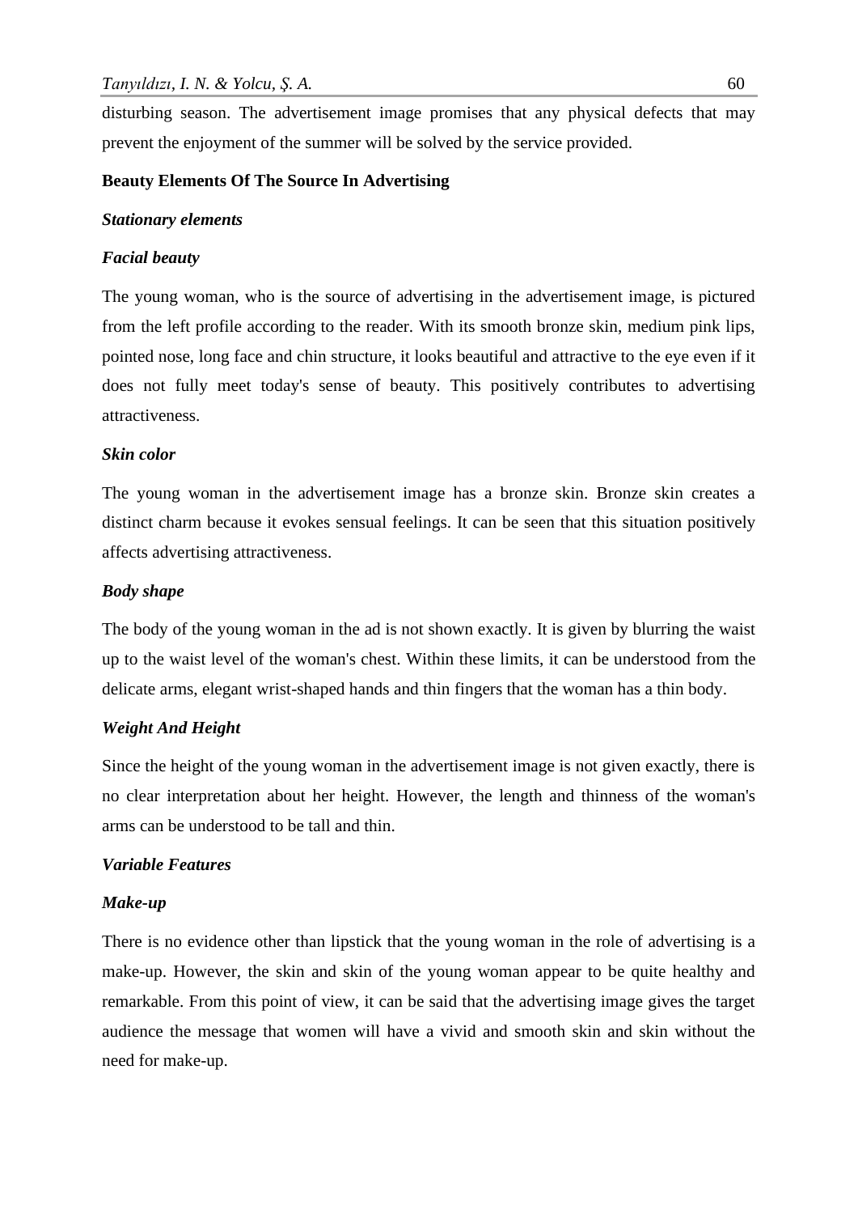disturbing season. The advertisement image promises that any physical defects that may prevent the enjoyment of the summer will be solved by the service provided.

**Beauty Elements Of The Source In Advertising**

***Stationary elements***

***Facial beauty***

The young woman, who is the source of advertising in the advertisement image, is pictured from the left profile according to the reader. With its smooth bronze skin, medium pink lips, pointed nose, long face and chin structure, it looks beautiful and attractive to the eye even if it does not fully meet today's sense of beauty. This positively contributes to advertising attractiveness.

***Skin color***

The young woman in the advertisement image has a bronze skin. Bronze skin creates a distinct charm because it evokes sensual feelings. It can be seen that this situation positively affects advertising attractiveness.

***Body shape***

The body of the young woman in the ad is not shown exactly. It is given by blurring the waist up to the waist level of the woman's chest. Within these limits, it can be understood from the delicate arms, elegant wrist-shaped hands and thin fingers that the woman has a thin body.

***Weight And Height***

Since the height of the young woman in the advertisement image is not given exactly, there is no clear interpretation about her height. However, the length and thinness of the woman's arms can be understood to be tall and thin.

***Variable Features***

***Make-up***

There is no evidence other than lipstick that the young woman in the role of advertising is a make-up. However, the skin and skin of the young woman appear to be quite healthy and remarkable. From this point of view, it can be said that the advertising image gives the target audience the message that women will have a vivid and smooth skin and skin without the need for make-up.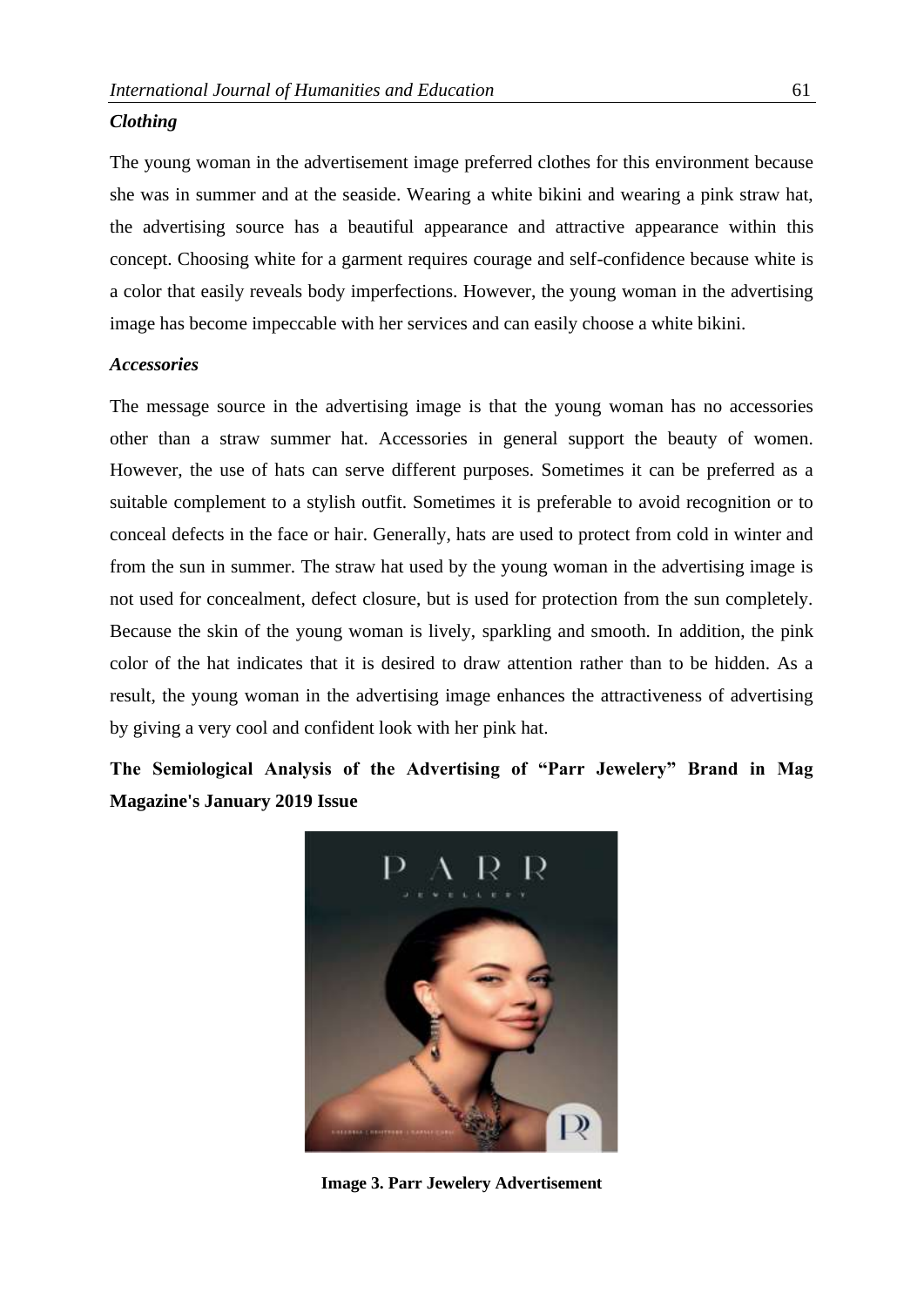### *Clothing*

The young woman in the advertisement image preferred clothes for this environment because she was in summer and at the seaside. Wearing a white bikini and wearing a pink straw hat, the advertising source has a beautiful appearance and attractive appearance within this concept. Choosing white for a garment requires courage and self-confidence because white is a color that easily reveals body imperfections. However, the young woman in the advertising image has become impeccable with her services and can easily choose a white bikini.

### *Accessories*

The message source in the advertising image is that the young woman has no accessories other than a straw summer hat. Accessories in general support the beauty of women. However, the use of hats can serve different purposes. Sometimes it can be preferred as a suitable complement to a stylish outfit. Sometimes it is preferable to avoid recognition or to conceal defects in the face or hair. Generally, hats are used to protect from cold in winter and from the sun in summer. The straw hat used by the young woman in the advertising image is not used for concealment, defect closure, but is used for protection from the sun completely. Because the skin of the young woman is lively, sparkling and smooth. In addition, the pink color of the hat indicates that it is desired to draw attention rather than to be hidden. As a result, the young woman in the advertising image enhances the attractiveness of advertising by giving a very cool and confident look with her pink hat.

## The Semiological Analysis of the Advertising of "Parr Jewelery" Brand in Mag Magazine's January 2019 Issue

**Image 3. Parr Jewelery Advertisement**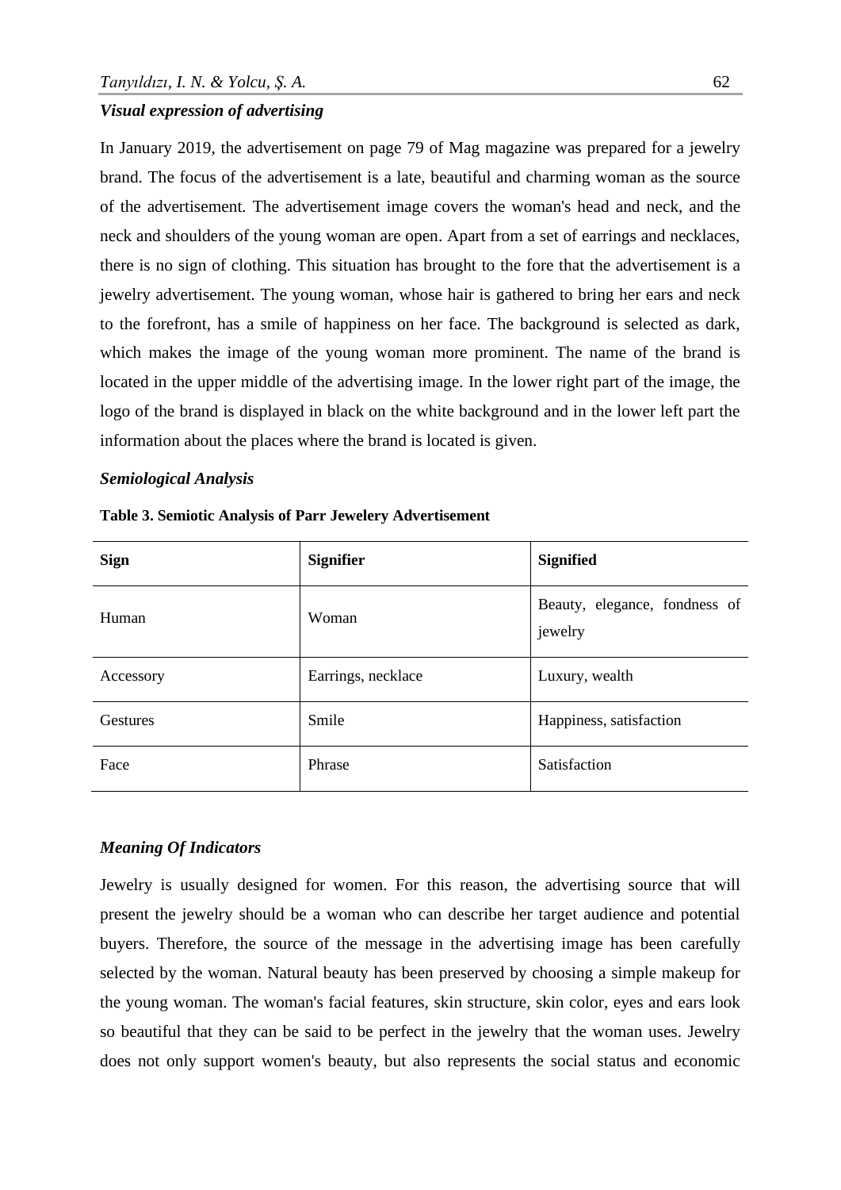### *Visual expression of advertising*

In January 2019, the advertisement on page 79 of Mag magazine was prepared for a jewelry brand. The focus of the advertisement is a late, beautiful and charming woman as the source of the advertisement. The advertisement image covers the woman's head and neck, and the neck and shoulders of the young woman are open. Apart from a set of earrings and necklaces, there is no sign of clothing. This situation has brought to the fore that the advertisement is a jewelry advertisement. The young woman, whose hair is gathered to bring her ears and neck to the forefront, has a smile of happiness on her face. The background is selected as dark, which makes the image of the young woman more prominent. The name of the brand is located in the upper middle of the advertising image. In the lower right part of the image, the logo of the brand is displayed in black on the white background and in the lower left part the information about the places where the brand is located is given.

### *Semiological Analysis*

**Table 3. Semiotic Analysis of Parr Jewelery Advertisement**

| Sign | Signifier | Signified |
|---|---|---|
| Human | Woman | Beauty, elegance, fondness of jewelry |
| Accessory | Earrings, necklace | Luxury, wealth |
| Gestures | Smile | Happiness, satisfaction |
| Face | Phrase | Satisfaction |

### *Meaning Of Indicators*

Jewelry is usually designed for women. For this reason, the advertising source that will present the jewelry should be a woman who can describe her target audience and potential buyers. Therefore, the source of the message in the advertising image has been carefully selected by the woman. Natural beauty has been preserved by choosing a simple makeup for the young woman. The woman's facial features, skin structure, skin color, eyes and ears look so beautiful that they can be said to be perfect in the jewelry that the woman uses. Jewelry does not only support women's beauty, but also represents the social status and economic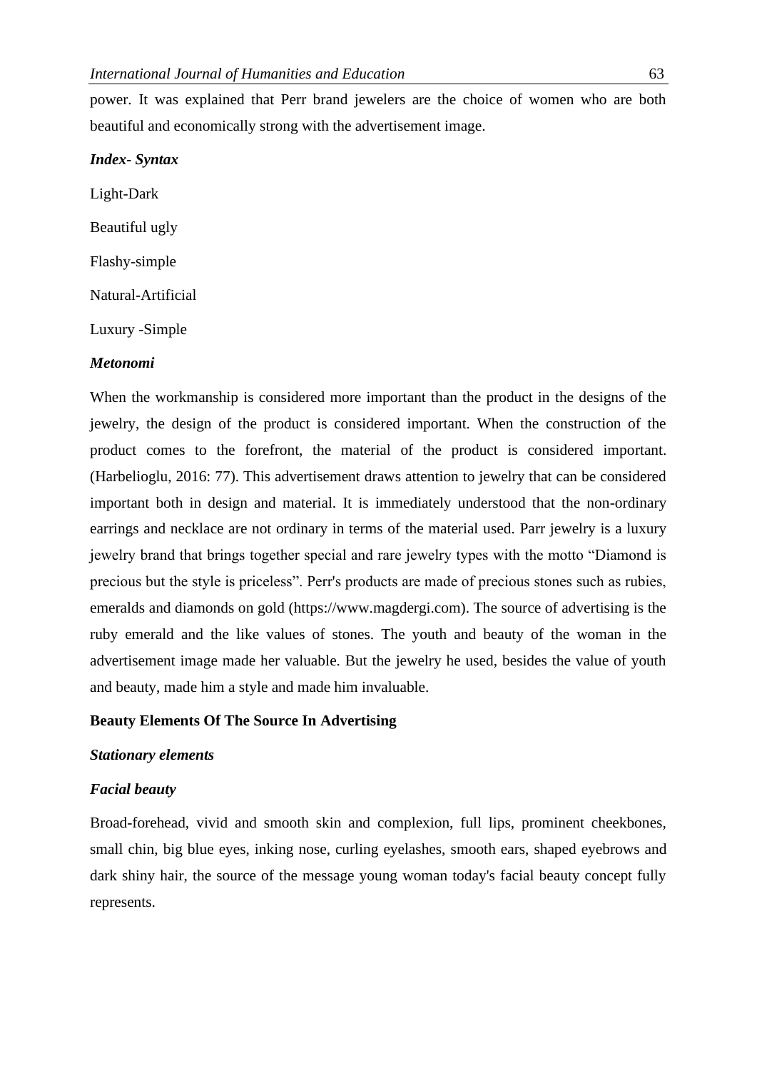power. It was explained that Perr brand jewelers are the choice of women who are both beautiful and economically strong with the advertisement image.

***Index- Syntax***

Light-Dark

Beautiful ugly

Flashy-simple

Natural-Artificial

Luxury -Simple

***Metonomi***

When the workmanship is considered more important than the product in the designs of the jewelry, the design of the product is considered important. When the construction of the product comes to the forefront, the material of the product is considered important. (Harbelioglu, 2016: 77). This advertisement draws attention to jewelry that can be considered important both in design and material. It is immediately understood that the non-ordinary earrings and necklace are not ordinary in terms of the material used. Parr jewelry is a luxury jewelry brand that brings together special and rare jewelry types with the motto "Diamond is precious but the style is priceless". Perr's products are made of precious stones such as rubies, emeralds and diamonds on gold (https://www.magdergi.com). The source of advertising is the ruby emerald and the like values of stones. The youth and beauty of the woman in the advertisement image made her valuable. But the jewelry he used, besides the value of youth and beauty, made him a style and made him invaluable.

**Beauty Elements Of The Source In Advertising**

***Stationary elements***

***Facial beauty***

Broad-forehead, vivid and smooth skin and complexion, full lips, prominent cheekbones, small chin, big blue eyes, inking nose, curling eyelashes, smooth ears, shaped eyebrows and dark shiny hair, the source of the message young woman today's facial beauty concept fully represents.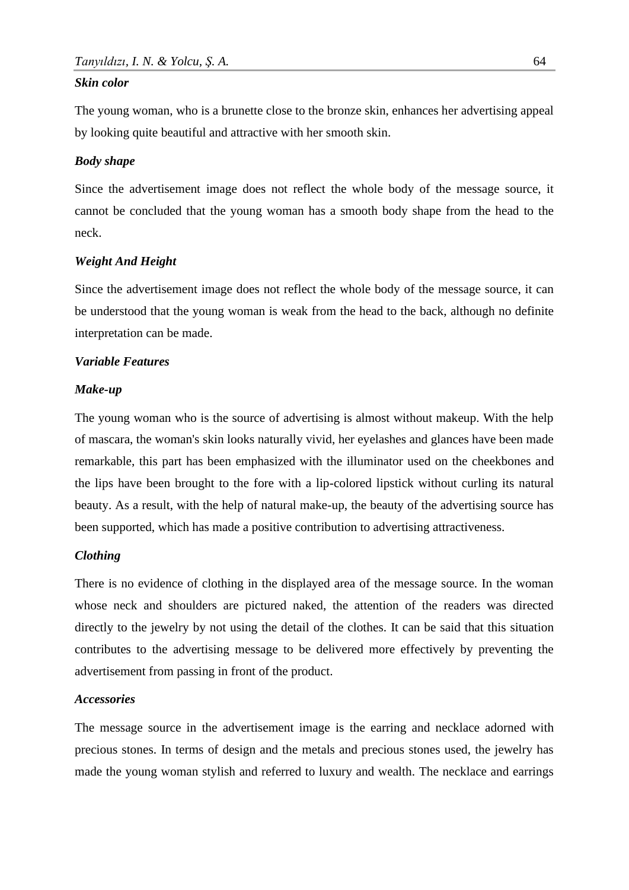***Skin color***

The young woman, who is a brunette close to the bronze skin, enhances her advertising appeal by looking quite beautiful and attractive with her smooth skin.

***Body shape***

Since the advertisement image does not reflect the whole body of the message source, it cannot be concluded that the young woman has a smooth body shape from the head to the neck.

***Weight And Height***

Since the advertisement image does not reflect the whole body of the message source, it can be understood that the young woman is weak from the head to the back, although no definite interpretation can be made.

***Variable Features***

***Make-up***

The young woman who is the source of advertising is almost without makeup. With the help of mascara, the woman's skin looks naturally vivid, her eyelashes and glances have been made remarkable, this part has been emphasized with the illuminator used on the cheekbones and the lips have been brought to the fore with a lip-colored lipstick without curling its natural beauty. As a result, with the help of natural make-up, the beauty of the advertising source has been supported, which has made a positive contribution to advertising attractiveness.

***Clothing***

There is no evidence of clothing in the displayed area of the message source. In the woman whose neck and shoulders are pictured naked, the attention of the readers was directed directly to the jewelry by not using the detail of the clothes. It can be said that this situation contributes to the advertising message to be delivered more effectively by preventing the advertisement from passing in front of the product.

***Accessories***

The message source in the advertisement image is the earring and necklace adorned with precious stones. In terms of design and the metals and precious stones used, the jewelry has made the young woman stylish and referred to luxury and wealth. The necklace and earrings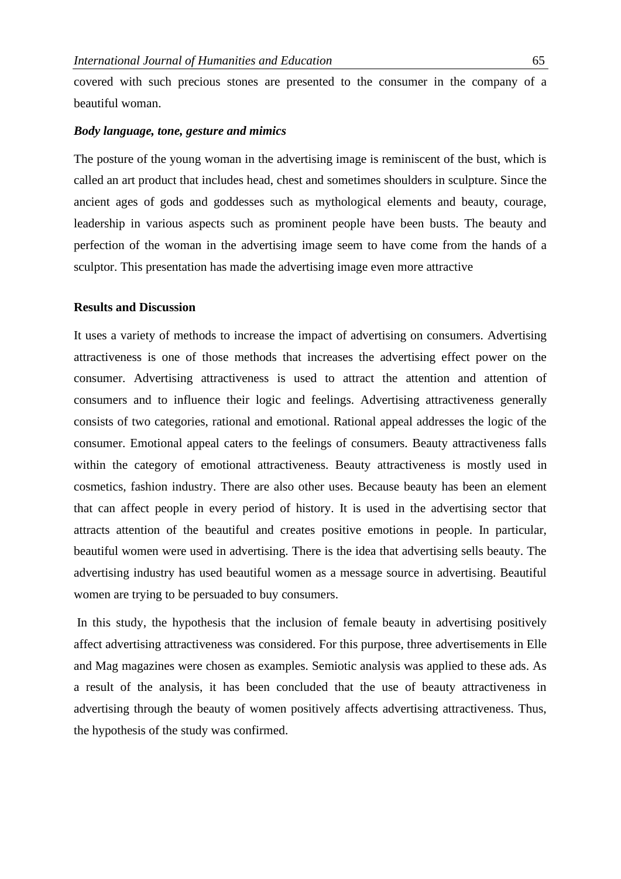covered with such precious stones are presented to the consumer in the company of a beautiful woman.

***Body language, tone, gesture and mimics***

The posture of the young woman in the advertising image is reminiscent of the bust, which is called an art product that includes head, chest and sometimes shoulders in sculpture. Since the ancient ages of gods and goddesses such as mythological elements and beauty, courage, leadership in various aspects such as prominent people have been busts. The beauty and perfection of the woman in the advertising image seem to have come from the hands of a sculptor. This presentation has made the advertising image even more attractive

## Results and Discussion

It uses a variety of methods to increase the impact of advertising on consumers. Advertising attractiveness is one of those methods that increases the advertising effect power on the consumer. Advertising attractiveness is used to attract the attention and attention of consumers and to influence their logic and feelings. Advertising attractiveness generally consists of two categories, rational and emotional. Rational appeal addresses the logic of the consumer. Emotional appeal caters to the feelings of consumers. Beauty attractiveness falls within the category of emotional attractiveness. Beauty attractiveness is mostly used in cosmetics, fashion industry. There are also other uses. Because beauty has been an element that can affect people in every period of history. It is used in the advertising sector that attracts attention of the beautiful and creates positive emotions in people. In particular, beautiful women were used in advertising. There is the idea that advertising sells beauty. The advertising industry has used beautiful women as a message source in advertising. Beautiful women are trying to be persuaded to buy consumers.

In this study, the hypothesis that the inclusion of female beauty in advertising positively affect advertising attractiveness was considered. For this purpose, three advertisements in Elle and Mag magazines were chosen as examples. Semiotic analysis was applied to these ads. As a result of the analysis, it has been concluded that the use of beauty attractiveness in advertising through the beauty of women positively affects advertising attractiveness. Thus, the hypothesis of the study was confirmed.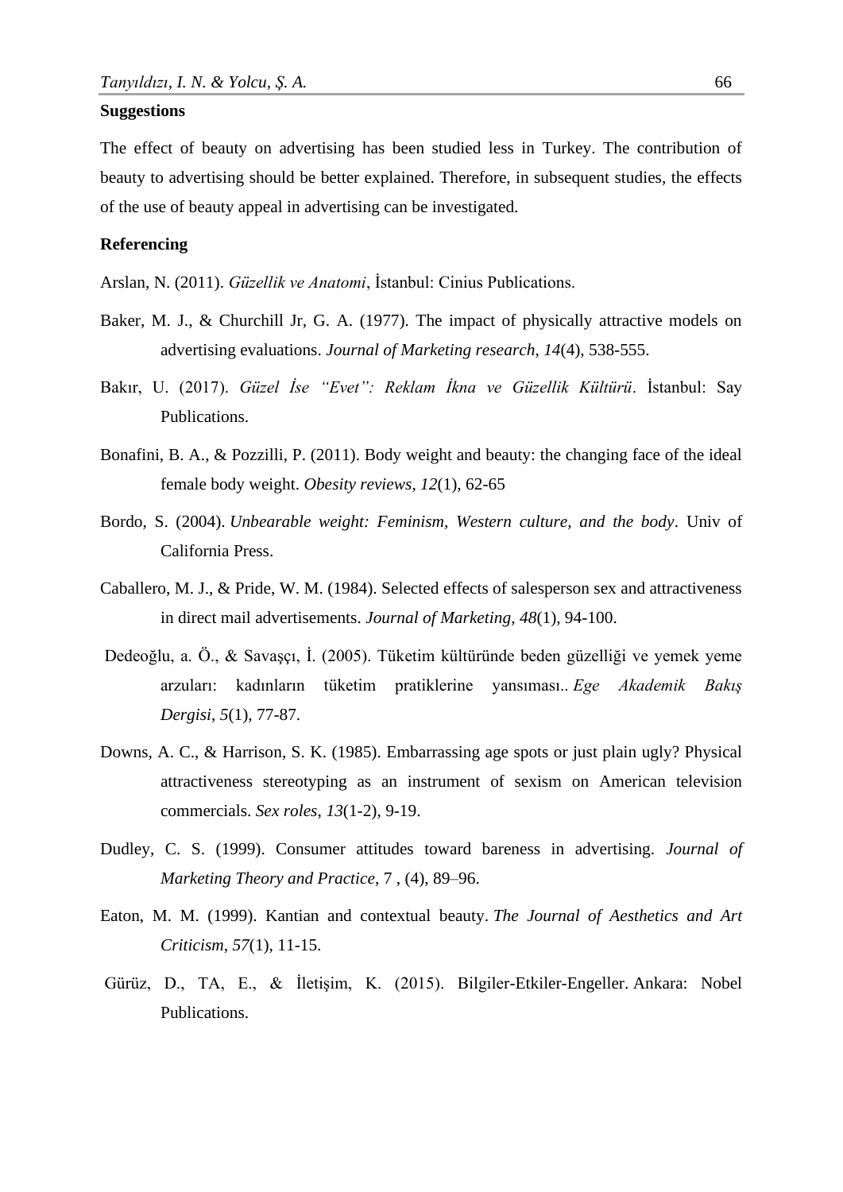**Suggestions**

The effect of beauty on advertising has been studied less in Turkey. The contribution of beauty to advertising should be better explained. Therefore, in subsequent studies, the effects of the use of beauty appeal in advertising can be investigated.

**Referencing**

Arslan, N. (2011). *Güzellik ve Anatomi*, İstanbul: Cinius Publications.

Baker, M. J., & Churchill Jr, G. A. (1977). The impact of physically attractive models on advertising evaluations. *Journal of Marketing research*, *14*(4), 538-555.

Bakır, U. (2017). *Güzel İse "Evet": Reklam İkna ve Güzellik Kültürü*. İstanbul: Say Publications.

Bonafini, B. A., & Pozzilli, P. (2011). Body weight and beauty: the changing face of the ideal female body weight. *Obesity reviews*, *12*(1), 62-65

Bordo, S. (2004). *Unbearable weight: Feminism, Western culture, and the body*. Univ of California Press.

Caballero, M. J., & Pride, W. M. (1984). Selected effects of salesperson sex and attractiveness in direct mail advertisements. *Journal of Marketing*, *48*(1), 94-100.

Dedeoğlu, a. Ö., & Savaşçı, İ. (2005). Tüketim kültüründe beden güzelliği ve yemek yeme arzuları: kadınların tüketim pratiklerine yansıması.. *Ege Akademik Bakış Dergisi*, *5*(1), 77-87.

Downs, A. C., & Harrison, S. K. (1985). Embarrassing age spots or just plain ugly? Physical attractiveness stereotyping as an instrument of sexism on American television commercials. *Sex roles*, *13*(1-2), 9-19.

Dudley, C. S. (1999). Consumer attitudes toward bareness in advertising. *Journal of Marketing Theory and Practice*, 7 , (4), 89–96.

Eaton, M. M. (1999). Kantian and contextual beauty. *The Journal of Aesthetics and Art Criticism*, *57*(1), 11-15.

Gürüz, D., TA, E., & İletişim, K. (2015). Bilgiler-Etkiler-Engeller. Ankara: Nobel Publications.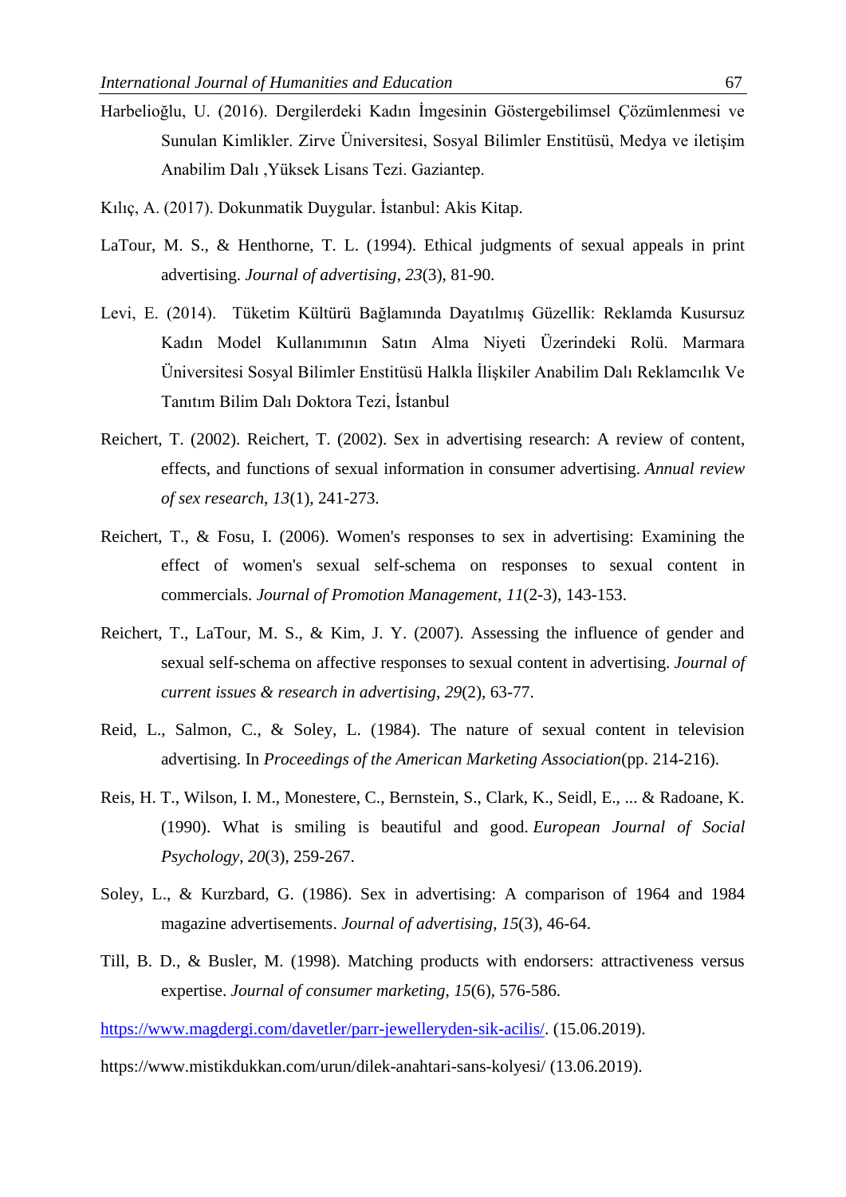Harbelioğlu, U. (2016). Dergilerdeki Kadın İmgesinin Göstergebilimsel Çözümlenmesi ve Sunulan Kimlikler. Zirve Üniversitesi, Sosyal Bilimler Enstitüsü, Medya ve iletişim Anabilim Dalı ,Yüksek Lisans Tezi. Gaziantep.

Kılıç, A. (2017). Dokunmatik Duygular. İstanbul: Akis Kitap.

LaTour, M. S., & Henthorne, T. L. (1994). Ethical judgments of sexual appeals in print advertising. *Journal of advertising*, *23*(3), 81-90.

Levi, E. (2014). Tüketim Kültürü Bağlamında Dayatılmış Güzellik: Reklamda Kusursuz Kadın Model Kullanımının Satın Alma Niyeti Üzerindeki Rolü. Marmara Üniversitesi Sosyal Bilimler Enstitüsü Halkla İlişkiler Anabilim Dalı Reklamcılık Ve Tanıtım Bilim Dalı Doktora Tezi, İstanbul

Reichert, T. (2002). Reichert, T. (2002). Sex in advertising research: A review of content, effects, and functions of sexual information in consumer advertising. *Annual review of sex research*, *13*(1), 241-273.

Reichert, T., & Fosu, I. (2006). Women's responses to sex in advertising: Examining the effect of women's sexual self-schema on responses to sexual content in commercials. *Journal of Promotion Management*, *11*(2-3), 143-153.

Reichert, T., LaTour, M. S., & Kim, J. Y. (2007). Assessing the influence of gender and sexual self-schema on affective responses to sexual content in advertising. *Journal of current issues & research in advertising*, *29*(2), 63-77.

Reid, L., Salmon, C., & Soley, L. (1984). The nature of sexual content in television advertising. In *Proceedings of the American Marketing Association*(pp. 214-216).

Reis, H. T., Wilson, I. M., Monestere, C., Bernstein, S., Clark, K., Seidl, E., ... & Radoane, K. (1990). What is smiling is beautiful and good. *European Journal of Social Psychology*, *20*(3), 259-267.

Soley, L., & Kurzbard, G. (1986). Sex in advertising: A comparison of 1964 and 1984 magazine advertisements. *Journal of advertising*, *15*(3), 46-64.

Till, B. D., & Busler, M. (1998). Matching products with endorsers: attractiveness versus expertise. *Journal of consumer marketing*, *15*(6), 576-586.

https://www.magdergi.com/davetler/parr-jewelleryden-sik-acilis/. (15.06.2019).

https://www.mistikdukkan.com/urun/dilek-anahtari-sans-kolyesi/ (13.06.2019).